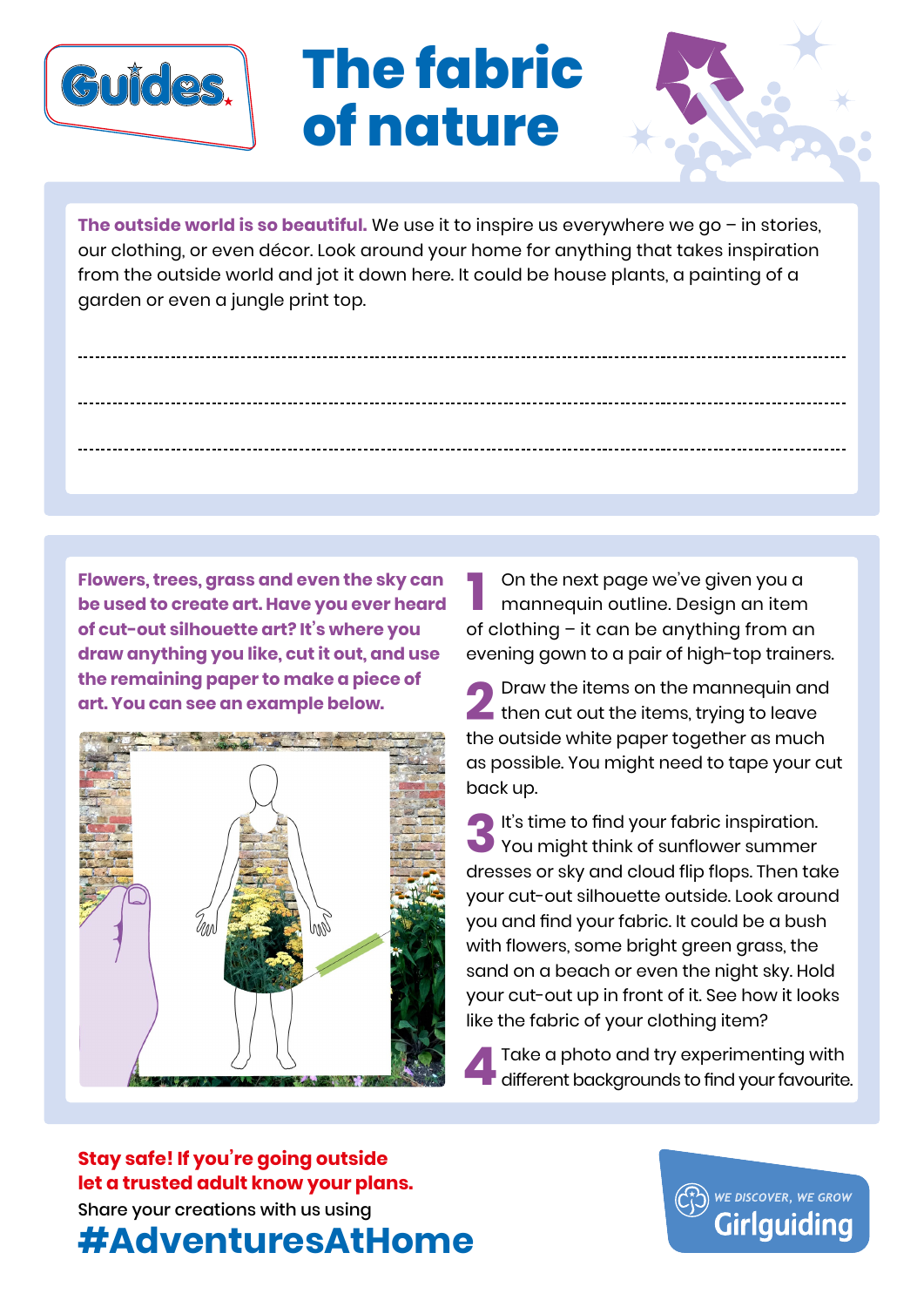Guides

# The fabric of nature

**The outside world is so beautiful.** We use it to inspire us everywhere we go – in stories, our clothing, or even décor. Look around your home for anything that takes inspiration from the outside world and jot it down here. It could be house plants, a painting of a garden or even a jungle print top.

---

---

---

**Flowers, trees, grass and even the sky can be used to create art. Have you ever heard of cut-out silhouette art? It's where you draw anything you like, cut it out, and use the remaining paper to make a piece of art. You can see an example below.**

1. On the next page we've given you a mannequin outline. Design an item of clothing – it can be anything from an evening gown to a pair of high-top trainers.
2. Draw the items on the mannequin and then cut out the items, trying to leave the outside white paper together as much as possible. You might need to tape your cut back up.
3. It's time to find your fabric inspiration. You might think of sunflower summer dresses or sky and cloud flip flops. Then take your cut-out silhouette outside. Look around you and find your fabric. It could be a bush with flowers, some bright green grass, the sand on a beach or even the night sky. Hold your cut-out up in front of it. See how it looks like the fabric of your clothing item?
4. Take a photo and try experimenting with different backgrounds to find your favourite.

**Stay safe! If you're going outside let a trusted adult know your plans.**

Share your creations with us using

**#AdventuresAtHome**

WE DISCOVER, WE GROW
Girlguiding